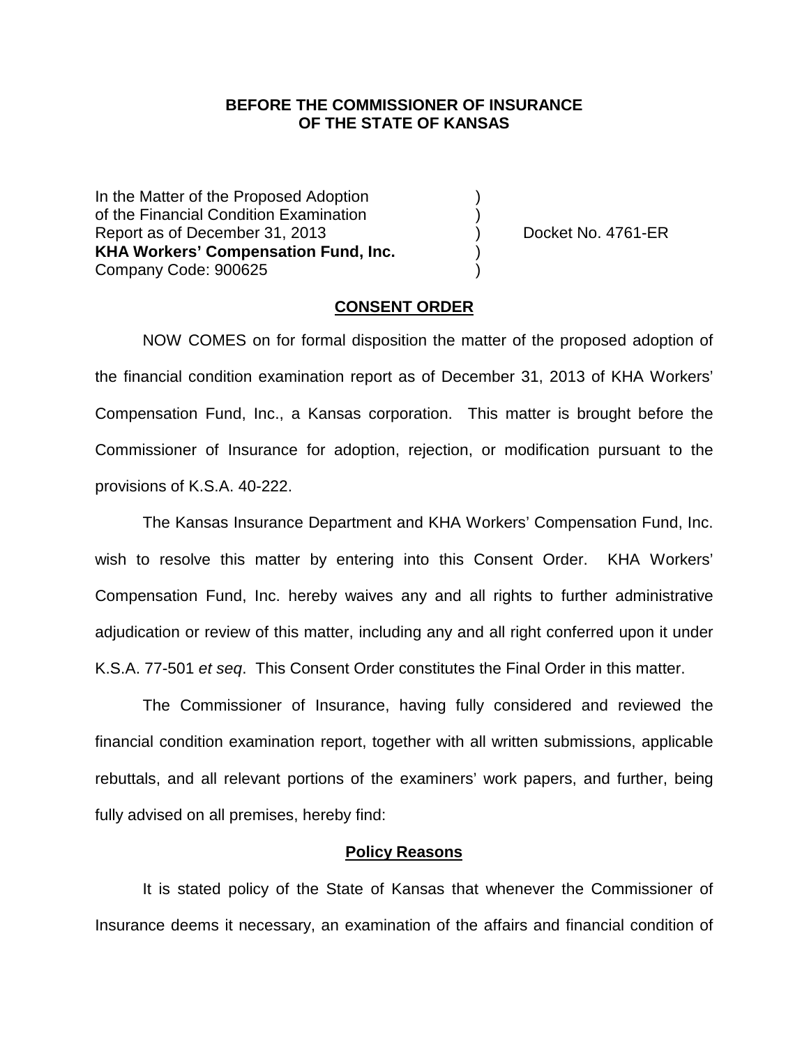**BEFORE THE COMMISSIONER OF INSURANCE**
**OF THE STATE OF KANSAS**

In the Matter of the Proposed Adoption )
of the Financial Condition Examination )
Report as of December 31, 2013 ) Docket No. 4761-ER
**KHA Workers' Compensation Fund, Inc.** )
Company Code: 900625 )

## CONSENT ORDER

NOW COMES on for formal disposition the matter of the proposed adoption of the financial condition examination report as of December 31, 2013 of KHA Workers' Compensation Fund, Inc., a Kansas corporation. This matter is brought before the Commissioner of Insurance for adoption, rejection, or modification pursuant to the provisions of K.S.A. 40-222.

The Kansas Insurance Department and KHA Workers' Compensation Fund, Inc. wish to resolve this matter by entering into this Consent Order. KHA Workers' Compensation Fund, Inc. hereby waives any and all rights to further administrative adjudication or review of this matter, including any and all right conferred upon it under K.S.A. 77-501 *et seq*. This Consent Order constitutes the Final Order in this matter.

The Commissioner of Insurance, having fully considered and reviewed the financial condition examination report, together with all written submissions, applicable rebuttals, and all relevant portions of the examiners' work papers, and further, being fully advised on all premises, hereby find:

### Policy Reasons

It is stated policy of the State of Kansas that whenever the Commissioner of Insurance deems it necessary, an examination of the affairs and financial condition of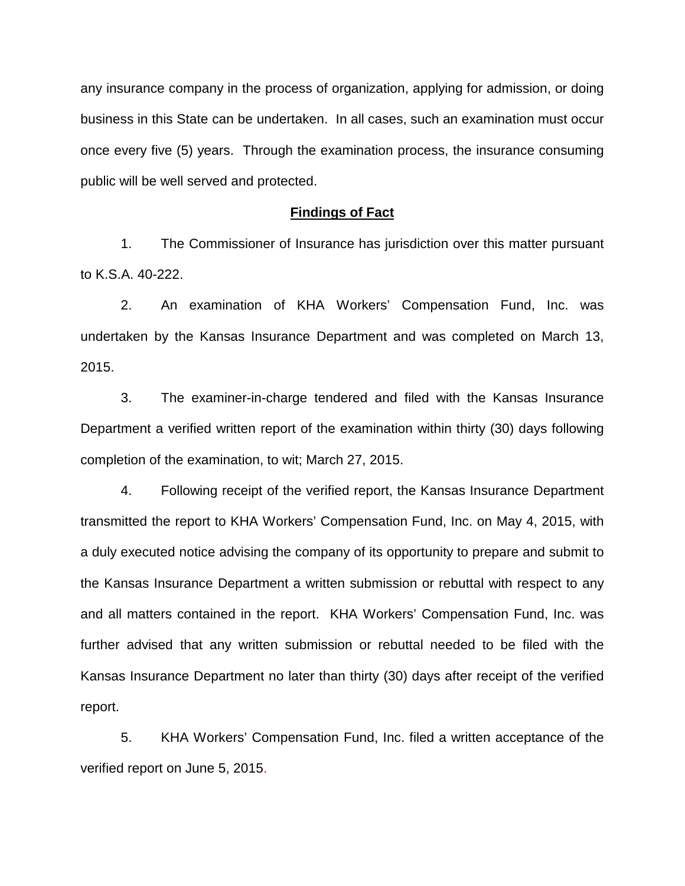any insurance company in the process of organization, applying for admission, or doing business in this State can be undertaken. In all cases, such an examination must occur once every five (5) years. Through the examination process, the insurance consuming public will be well served and protected.

**Findings of Fact**

1. The Commissioner of Insurance has jurisdiction over this matter pursuant to K.S.A. 40-222.

2. An examination of KHA Workers' Compensation Fund, Inc. was undertaken by the Kansas Insurance Department and was completed on March 13, 2015.

3. The examiner-in-charge tendered and filed with the Kansas Insurance Department a verified written report of the examination within thirty (30) days following completion of the examination, to wit; March 27, 2015.

4. Following receipt of the verified report, the Kansas Insurance Department transmitted the report to KHA Workers' Compensation Fund, Inc. on May 4, 2015, with a duly executed notice advising the company of its opportunity to prepare and submit to the Kansas Insurance Department a written submission or rebuttal with respect to any and all matters contained in the report. KHA Workers' Compensation Fund, Inc. was further advised that any written submission or rebuttal needed to be filed with the Kansas Insurance Department no later than thirty (30) days after receipt of the verified report.

5. KHA Workers' Compensation Fund, Inc. filed a written acceptance of the verified report on June 5, 2015.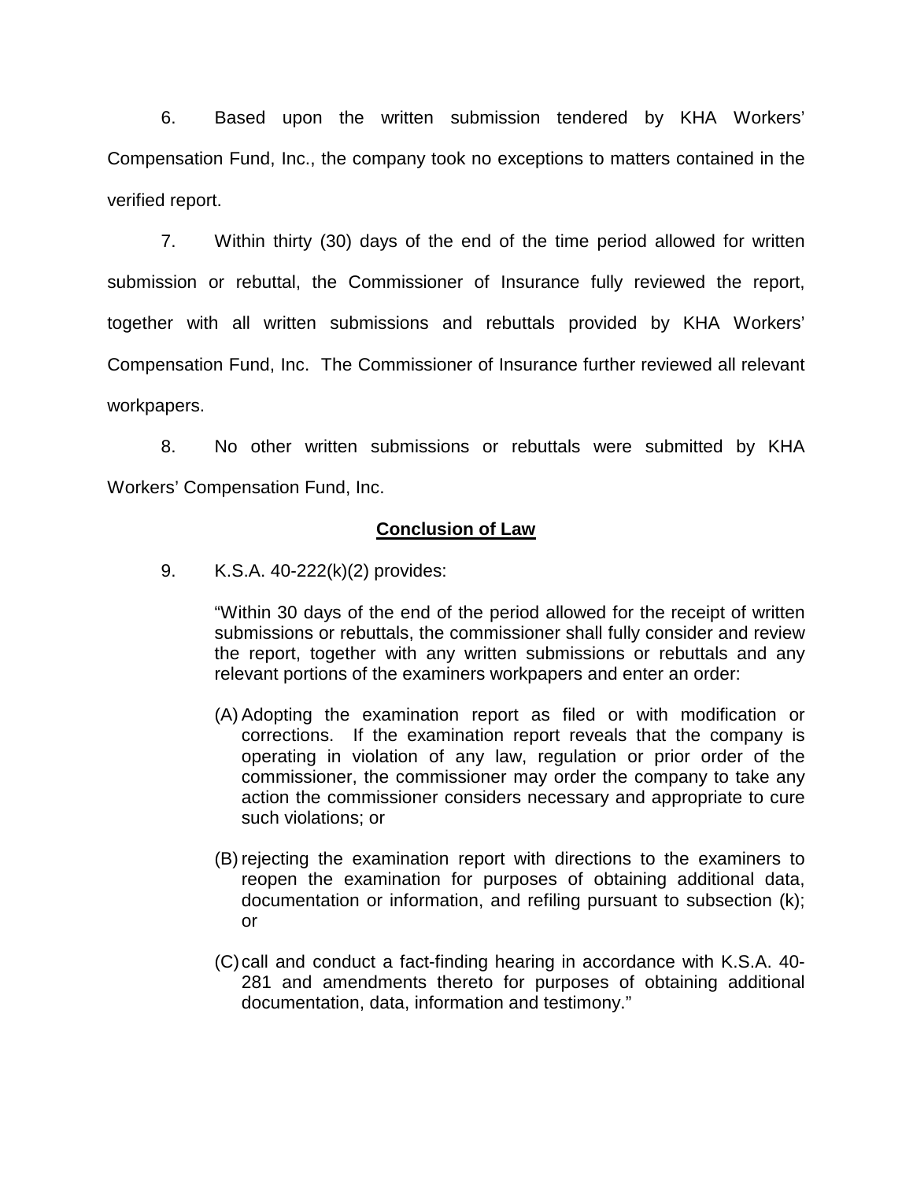6. Based upon the written submission tendered by KHA Workers' Compensation Fund, Inc., the company took no exceptions to matters contained in the verified report.

7. Within thirty (30) days of the end of the time period allowed for written submission or rebuttal, the Commissioner of Insurance fully reviewed the report, together with all written submissions and rebuttals provided by KHA Workers' Compensation Fund, Inc. The Commissioner of Insurance further reviewed all relevant workpapers.

8. No other written submissions or rebuttals were submitted by KHA Workers' Compensation Fund, Inc.

**Conclusion of Law**

9. K.S.A. 40-222(k)(2) provides:

> "Within 30 days of the end of the period allowed for the receipt of written submissions or rebuttals, the commissioner shall fully consider and review the report, together with any written submissions or rebuttals and any relevant portions of the examiners workpapers and enter an order:
>
> (A) Adopting the examination report as filed or with modification or corrections. If the examination report reveals that the company is operating in violation of any law, regulation or prior order of the commissioner, the commissioner may order the company to take any action the commissioner considers necessary and appropriate to cure such violations; or
>
> (B) rejecting the examination report with directions to the examiners to reopen the examination for purposes of obtaining additional data, documentation or information, and refiling pursuant to subsection (k); or
>
> (C) call and conduct a fact-finding hearing in accordance with K.S.A. 40-281 and amendments thereto for purposes of obtaining additional documentation, data, information and testimony."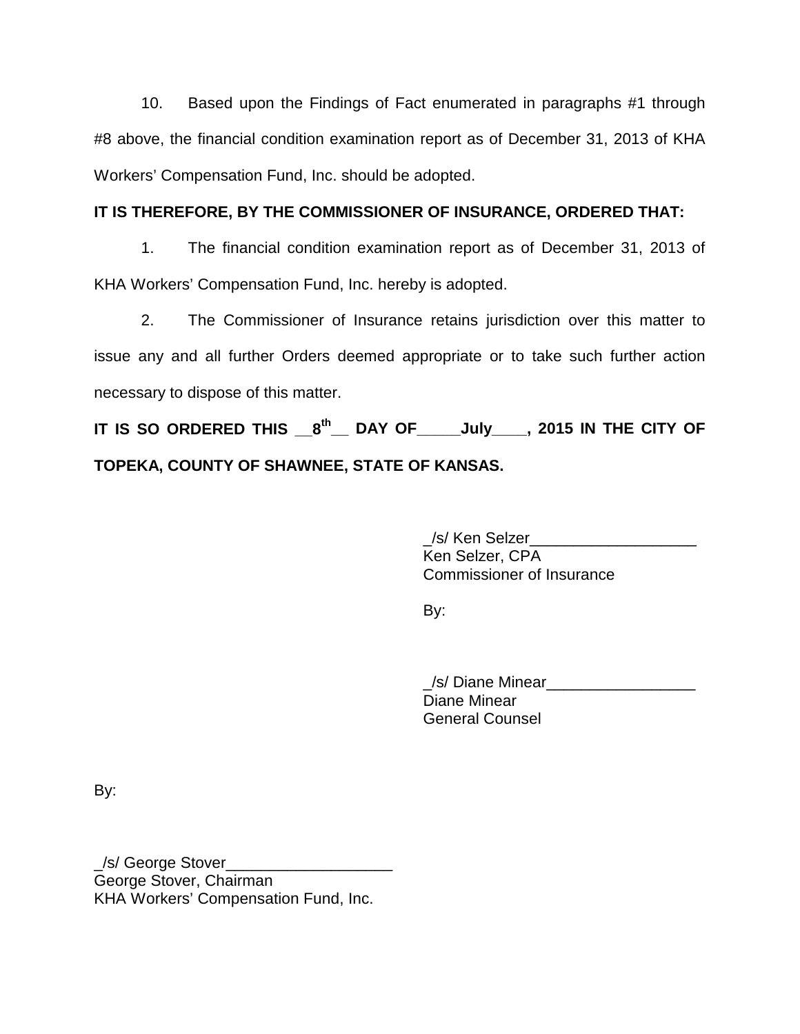10. Based upon the Findings of Fact enumerated in paragraphs #1 through #8 above, the financial condition examination report as of December 31, 2013 of KHA Workers' Compensation Fund, Inc. should be adopted.

**IT IS THEREFORE, BY THE COMMISSIONER OF INSURANCE, ORDERED THAT:**

1. The financial condition examination report as of December 31, 2013 of KHA Workers' Compensation Fund, Inc. hereby is adopted.

2. The Commissioner of Insurance retains jurisdiction over this matter to issue any and all further Orders deemed appropriate or to take such further action necessary to dispose of this matter.

**IT IS SO ORDERED THIS __8th__ DAY OF_____July____, 2015 IN THE CITY OF TOPEKA, COUNTY OF SHAWNEE, STATE OF KANSAS.**

_/s/ Ken Selzer___________________
Ken Selzer, CPA
Commissioner of Insurance

By:

_/s/ Diane Minear_________________
Diane Minear
General Counsel

By:

_/s/ George Stover___________________
George Stover, Chairman
KHA Workers' Compensation Fund, Inc.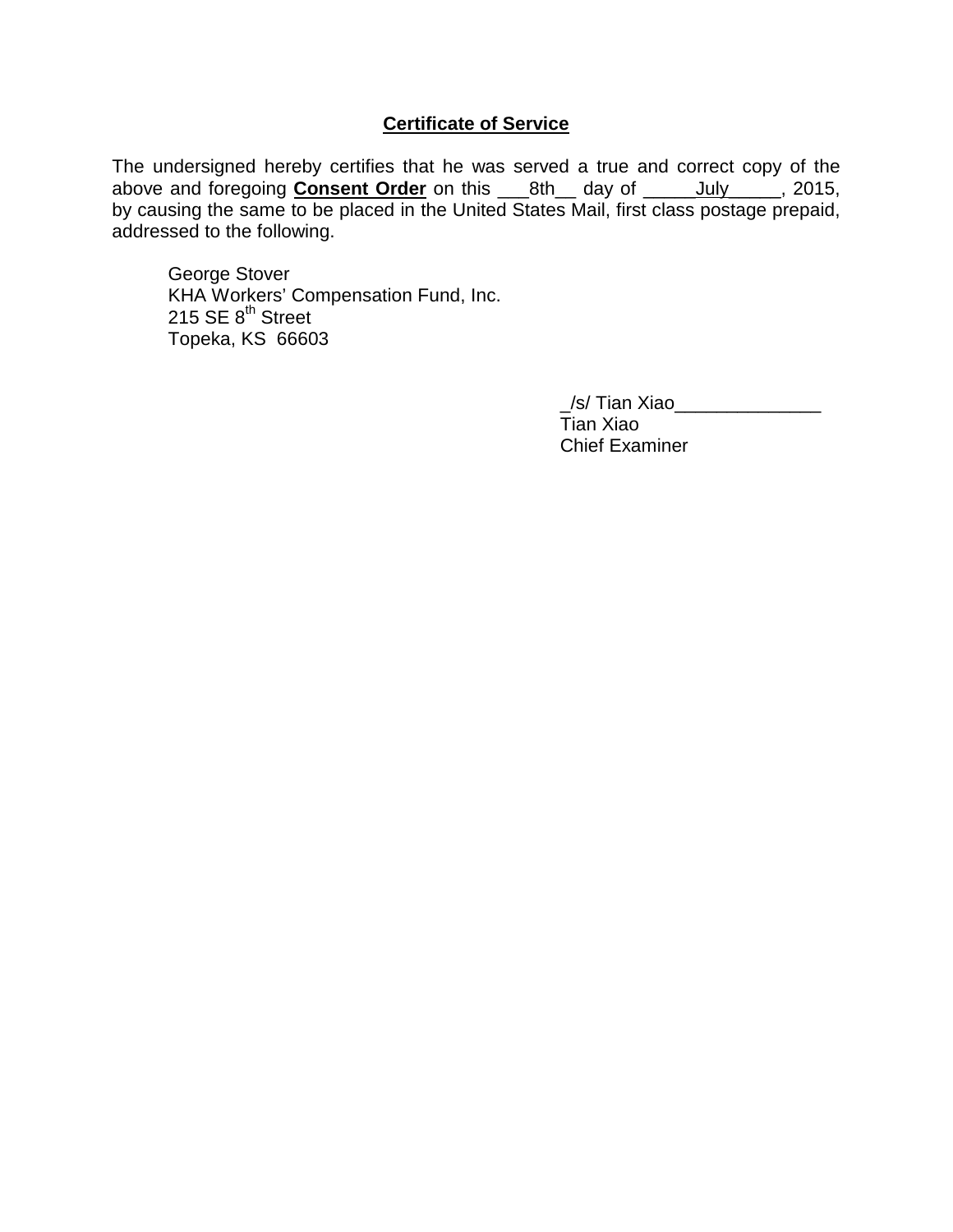**Certificate of Service**

The undersigned hereby certifies that he was served a true and correct copy of the above and foregoing **Consent Order** on this ___8th__ day of _____July_____, 2015, by causing the same to be placed in the United States Mail, first class postage prepaid, addressed to the following.

George Stover
KHA Workers' Compensation Fund, Inc.
215 SE 8th Street
Topeka, KS 66603

_/s/ Tian Xiao______________
Tian Xiao
Chief Examiner